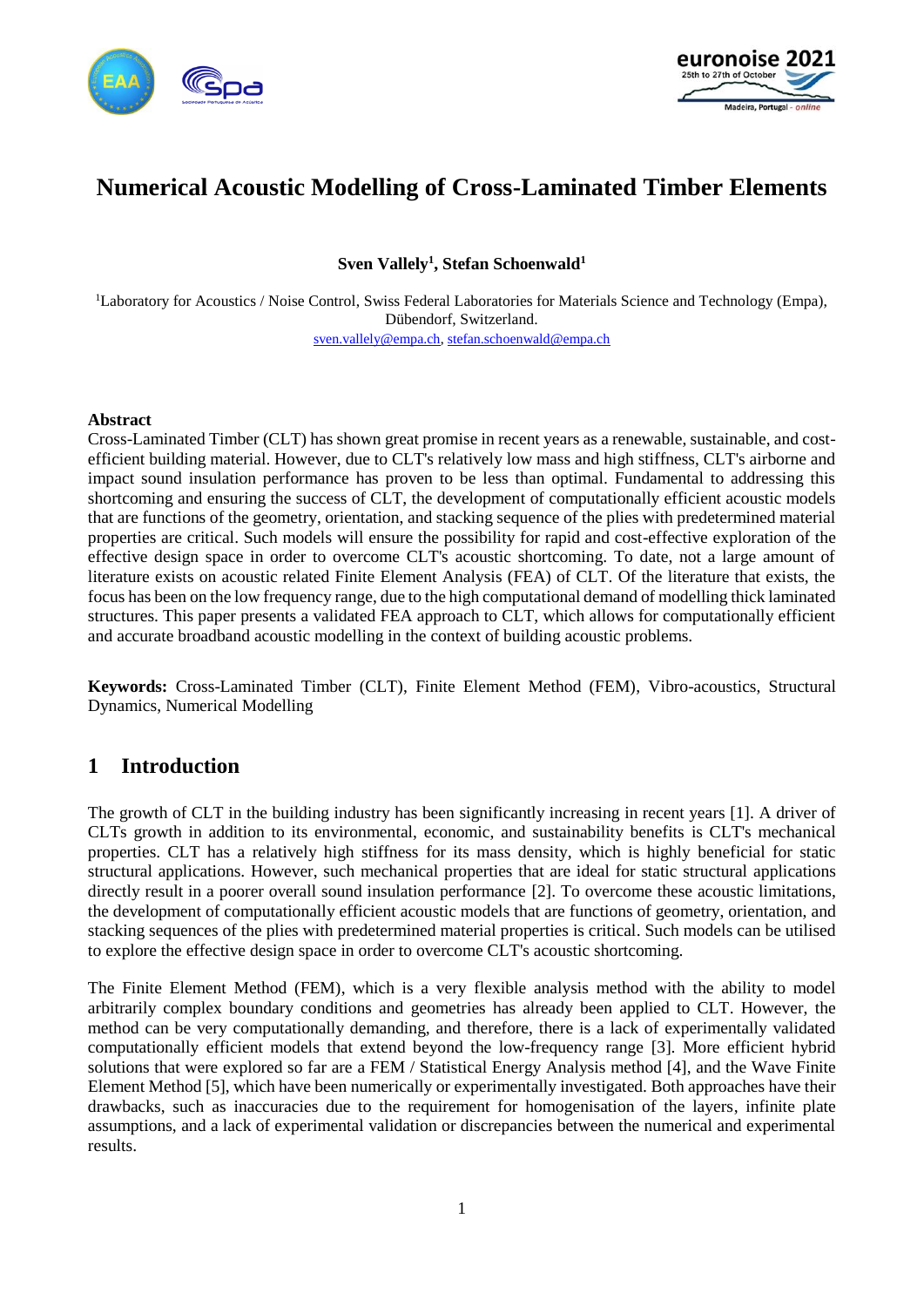# Numerical Acoustic Modelling of Cross-Laminated Timber Elements

**Sven Vallely[1], Stefan Schoenwald[1]**

[1]Laboratory for Acoustics / Noise Control, Swiss Federal Laboratories for Materials Science and Technology (Empa), Dübendorf, Switzerland.
sven.vallely@empa.ch, stefan.schoenwald@empa.ch

### Abstract

Cross-Laminated Timber (CLT) has shown great promise in recent years as a renewable, sustainable, and cost-efficient building material. However, due to CLT's relatively low mass and high stiffness, CLT's airborne and impact sound insulation performance has proven to be less than optimal. Fundamental to addressing this shortcoming and ensuring the success of CLT, the development of computationally efficient acoustic models that are functions of the geometry, orientation, and stacking sequence of the plies with predetermined material properties are critical. Such models will ensure the possibility for rapid and cost-effective exploration of the effective design space in order to overcome CLT's acoustic shortcoming. To date, not a large amount of literature exists on acoustic related Finite Element Analysis (FEA) of CLT. Of the literature that exists, the focus has been on the low frequency range, due to the high computational demand of modelling thick laminated structures. This paper presents a validated FEA approach to CLT, which allows for computationally efficient and accurate broadband acoustic modelling in the context of building acoustic problems.

**Keywords:** Cross-Laminated Timber (CLT), Finite Element Method (FEM), Vibro-acoustics, Structural Dynamics, Numerical Modelling

## 1 Introduction

The growth of CLT in the building industry has been significantly increasing in recent years [1]. A driver of CLTs growth in addition to its environmental, economic, and sustainability benefits is CLT's mechanical properties. CLT has a relatively high stiffness for its mass density, which is highly beneficial for static structural applications. However, such mechanical properties that are ideal for static structural applications directly result in a poorer overall sound insulation performance [2]. To overcome these acoustic limitations, the development of computationally efficient acoustic models that are functions of geometry, orientation, and stacking sequences of the plies with predetermined material properties is critical. Such models can be utilised to explore the effective design space in order to overcome CLT's acoustic shortcoming.

The Finite Element Method (FEM), which is a very flexible analysis method with the ability to model arbitrarily complex boundary conditions and geometries has already been applied to CLT. However, the method can be very computationally demanding, and therefore, there is a lack of experimentally validated computationally efficient models that extend beyond the low-frequency range [3]. More efficient hybrid solutions that were explored so far are a FEM / Statistical Energy Analysis method [4], and the Wave Finite Element Method [5], which have been numerically or experimentally investigated. Both approaches have their drawbacks, such as inaccuracies due to the requirement for homogenisation of the layers, infinite plate assumptions, and a lack of experimental validation or discrepancies between the numerical and experimental results.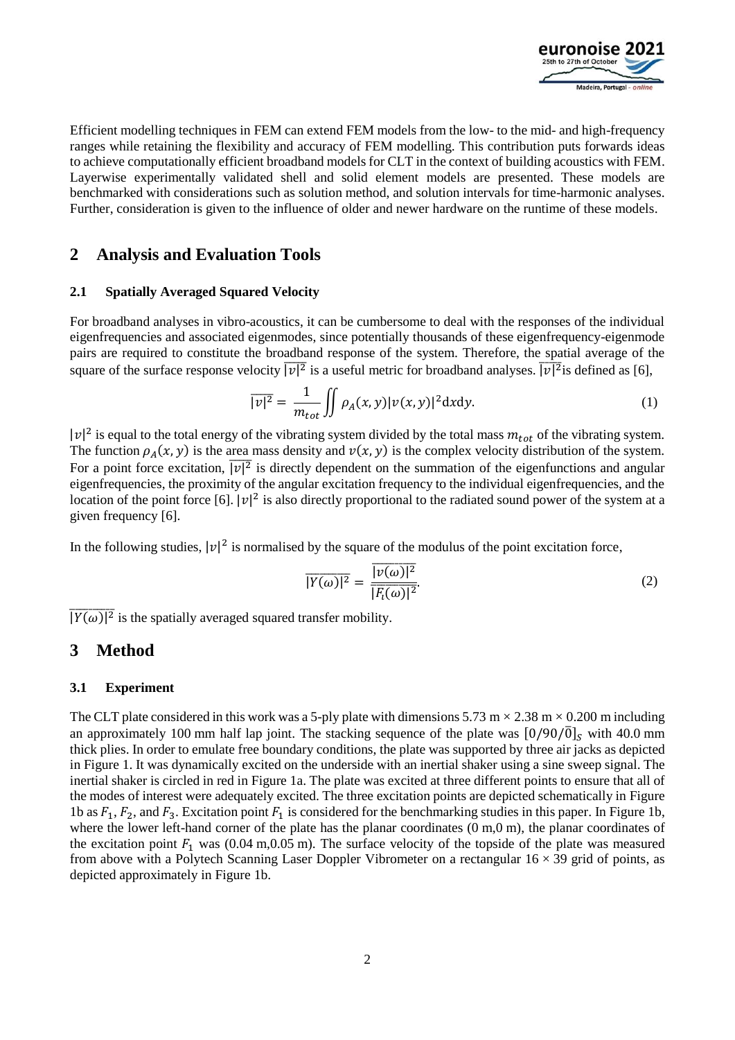Efficient modelling techniques in FEM can extend FEM models from the low- to the mid- and high-frequency ranges while retaining the flexibility and accuracy of FEM modelling. This contribution puts forwards ideas to achieve computationally efficient broadband models for CLT in the context of building acoustics with FEM. Layerwise experimentally validated shell and solid element models are presented. These models are benchmarked with considerations such as solution method, and solution intervals for time-harmonic analyses. Further, consideration is given to the influence of older and newer hardware on the runtime of these models.

## 2 Analysis and Evaluation Tools

### 2.1 Spatially Averaged Squared Velocity

For broadband analyses in vibro-acoustics, it can be cumbersome to deal with the responses of the individual eigenfrequencies and associated eigenmodes, since potentially thousands of these eigenfrequency-eigenmode pairs are required to constitute the broadband response of the system. Therefore, the spatial average of the square of the surface response velocity $\overline{|v|^2}$ is a useful metric for broadband analyses. $\overline{|v|^2}$ is defined as [6],

$$\overline{|v|^2} = \frac{1}{m_{tot}} \iint \rho_A(x,y)|v(x,y)|^2 \mathrm{d}x\mathrm{d}y. \tag{1}$$

$\overline{|v|^2}$ is equal to the total energy of the vibrating system divided by the total mass $m_{tot}$ of the vibrating system. The function $\rho_A(x,y)$ is the area mass density and $v(x,y)$ is the complex velocity distribution of the system. For a point force excitation, $\overline{|v|^2}$ is directly dependent on the summation of the eigenfunctions and angular eigenfrequencies, the proximity of the angular excitation frequency to the individual eigenfrequencies, and the location of the point force [6]. $\overline{|v|^2}$ is also directly proportional to the radiated sound power of the system at a given frequency [6].

In the following studies, $\overline{|v|^2}$ is normalised by the square of the modulus of the point excitation force,

$$\overline{|Y(\omega)|^2} = \frac{\overline{|v(\omega)|^2}}{|F_i(\omega)|^2}. \tag{2}$$

$\overline{|Y(\omega)|^2}$ is the spatially averaged squared transfer mobility.

## 3 Method

### 3.1 Experiment

The CLT plate considered in this work was a 5-ply plate with dimensions 5.73 m × 2.38 m × 0.200 m including an approximately 100 mm half lap joint. The stacking sequence of the plate was $[0/90/\bar{0}]_S$ with 40.0 mm thick plies. In order to emulate free boundary conditions, the plate was supported by three air jacks as depicted in Figure 1. It was dynamically excited on the underside with an inertial shaker using a sine sweep signal. The inertial shaker is circled in red in Figure 1a. The plate was excited at three different points to ensure that all of the modes of interest were adequately excited. The three excitation points are depicted schematically in Figure 1b as $F_1$, $F_2$, and $F_3$. Excitation point $F_1$ is considered for the benchmarking studies in this paper. In Figure 1b, where the lower left-hand corner of the plate has the planar coordinates (0 m,0 m), the planar coordinates of the excitation point $F_1$ was (0.04 m,0.05 m). The surface velocity of the topside of the plate was measured from above with a Polytech Scanning Laser Doppler Vibrometer on a rectangular 16 × 39 grid of points, as depicted approximately in Figure 1b.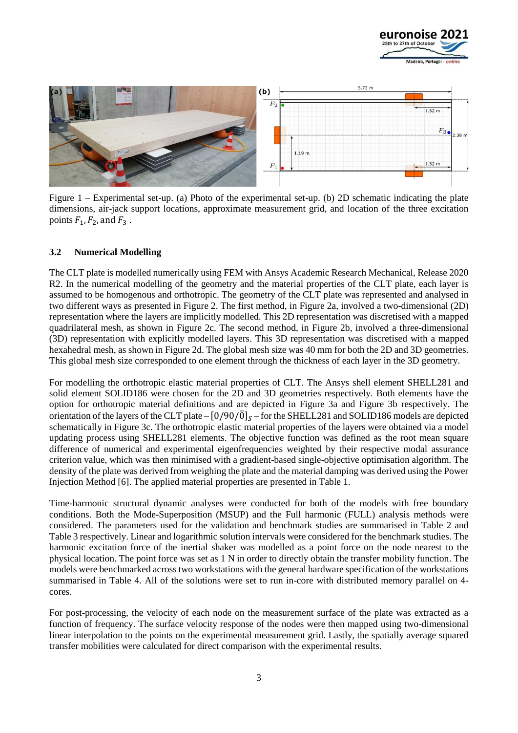Figure 1 – Experimental set-up. (a) Photo of the experimental set-up. (b) 2D schematic indicating the plate dimensions, air-jack support locations, approximate measurement grid, and location of the three excitation points $F_1, F_2,$ and $F_3$ .

### 3.2 Numerical Modelling

The CLT plate is modelled numerically using FEM with Ansys Academic Research Mechanical, Release 2020 R2. In the numerical modelling of the geometry and the material properties of the CLT plate, each layer is assumed to be homogenous and orthotropic. The geometry of the CLT plate was represented and analysed in two different ways as presented in Figure 2. The first method, in Figure 2a, involved a two-dimensional (2D) representation where the layers are implicitly modelled. This 2D representation was discretised with a mapped quadrilateral mesh, as shown in Figure 2c. The second method, in Figure 2b, involved a three-dimensional (3D) representation with explicitly modelled layers. This 3D representation was discretised with a mapped hexahedral mesh, as shown in Figure 2d. The global mesh size was 40 mm for both the 2D and 3D geometries. This global mesh size corresponded to one element through the thickness of each layer in the 3D geometry.

For modelling the orthotropic elastic material properties of CLT. The Ansys shell element SHELL281 and solid element SOLID186 were chosen for the 2D and 3D geometries respectively. Both elements have the option for orthotropic material definitions and are depicted in Figure 3a and Figure 3b respectively. The orientation of the layers of the CLT plate – $[0/90/\bar{0}]_S$ – for the SHELL281 and SOLID186 models are depicted schematically in Figure 3c. The orthotropic elastic material properties of the layers were obtained via a model updating process using SHELL281 elements. The objective function was defined as the root mean square difference of numerical and experimental eigenfrequencies weighted by their respective modal assurance criterion value, which was then minimised with a gradient-based single-objective optimisation algorithm. The density of the plate was derived from weighing the plate and the material damping was derived using the Power Injection Method [6]. The applied material properties are presented in Table 1.

Time-harmonic structural dynamic analyses were conducted for both of the models with free boundary conditions. Both the Mode-Superposition (MSUP) and the Full harmonic (FULL) analysis methods were considered. The parameters used for the validation and benchmark studies are summarised in Table 2 and Table 3 respectively. Linear and logarithmic solution intervals were considered for the benchmark studies. The harmonic excitation force of the inertial shaker was modelled as a point force on the node nearest to the physical location. The point force was set as 1 N in order to directly obtain the transfer mobility function. The models were benchmarked across two workstations with the general hardware specification of the workstations summarised in Table 4. All of the solutions were set to run in-core with distributed memory parallel on 4-cores.

For post-processing, the velocity of each node on the measurement surface of the plate was extracted as a function of frequency. The surface velocity response of the nodes were then mapped using two-dimensional linear interpolation to the points on the experimental measurement grid. Lastly, the spatially average squared transfer mobilities were calculated for direct comparison with the experimental results.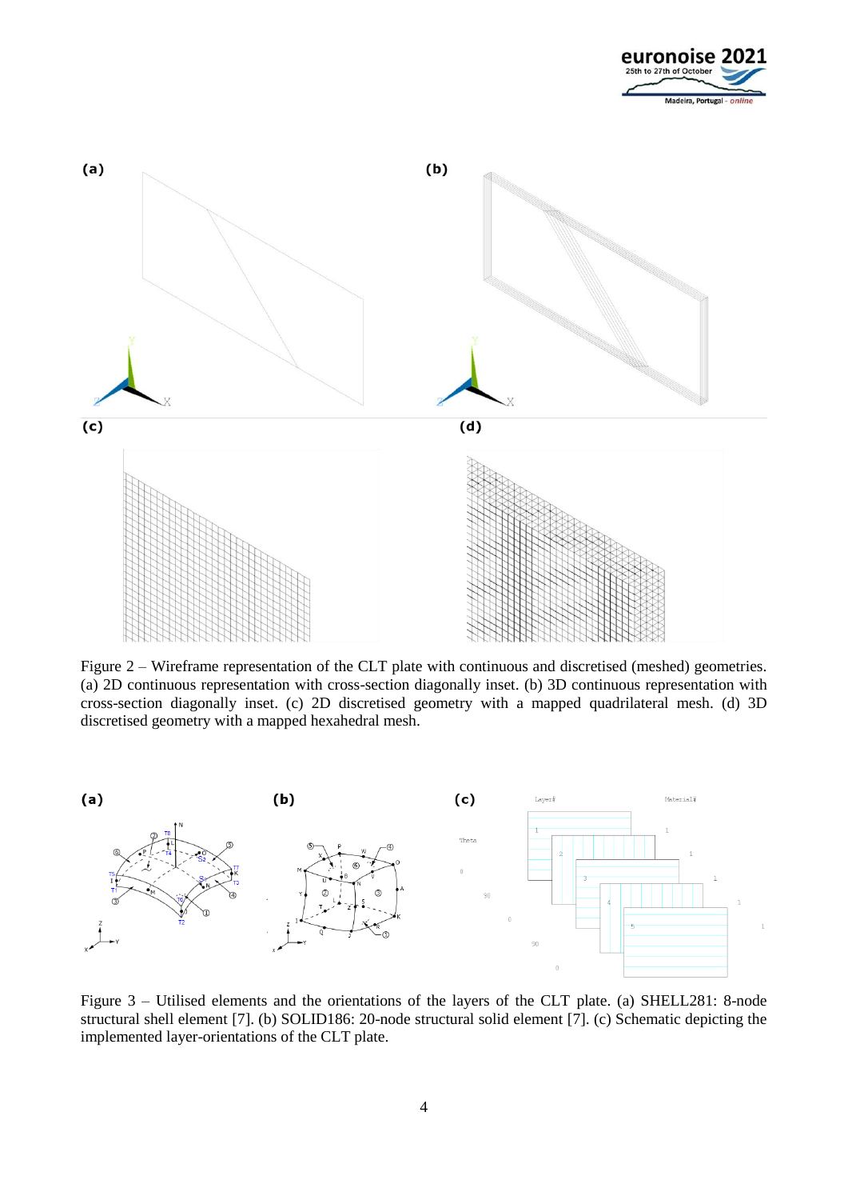Figure 2 – Wireframe representation of the CLT plate with continuous and discretised (meshed) geometries. (a) 2D continuous representation with cross-section diagonally inset. (b) 3D continuous representation with cross-section diagonally inset. (c) 2D discretised geometry with a mapped quadrilateral mesh. (d) 3D discretised geometry with a mapped hexahedral mesh.

Figure 3 – Utilised elements and the orientations of the layers of the CLT plate. (a) SHELL281: 8-node structural shell element [7]. (b) SOLID186: 20-node structural solid element [7]. (c) Schematic depicting the implemented layer-orientations of the CLT plate.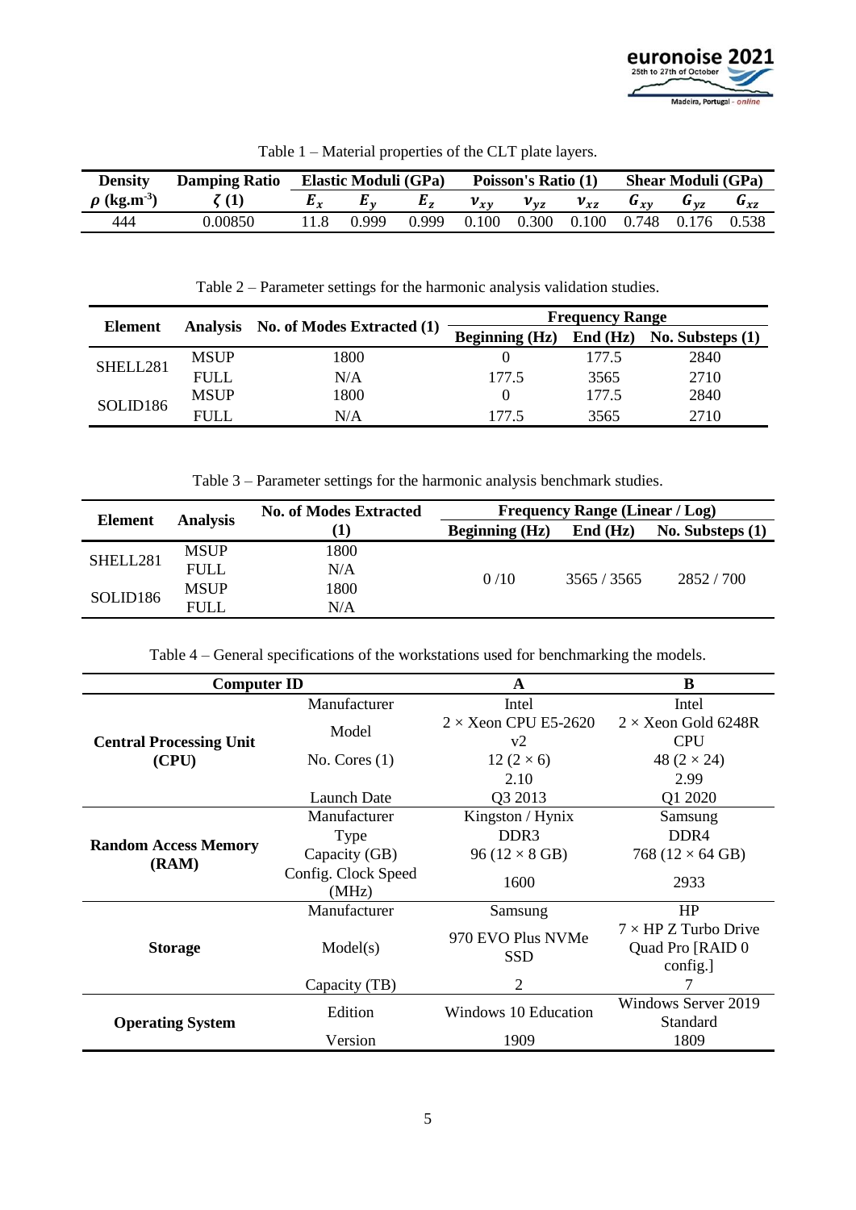Table 1 – Material properties of the CLT plate layers.

| Density | Damping Ratio | Elastic Moduli (GPa) | | | Poisson's Ratio (1) | | | Shear Moduli (GPa) | | |
|---|---|---|---|---|---|---|---|---|---|---|
| $\rho$ (kg.m$^{-3}$) | $\zeta$ (1) | $E_x$ | $E_y$ | $E_z$ | $\nu_{xy}$ | $\nu_{yz}$ | $\nu_{xz}$ | $G_{xy}$ | $G_{yz}$ | $G_{xz}$ |
| 444 | 0.00850 | 11.8 | 0.999 | 0.999 | 0.100 | 0.300 | 0.100 | 0.748 | 0.176 | 0.538 |

Table 2 – Parameter settings for the harmonic analysis validation studies.

| Element | Analysis | No. of Modes Extracted (1) | Frequency Range | | |
|---|---|---|---|---|---|
| | | | Beginning (Hz) | End (Hz) | No. Substeps (1) |
| SHELL281 | MSUP | 1800 | 0 | 177.5 | 2840 |
| | FULL | N/A | 177.5 | 3565 | 2710 |
| SOLID186 | MSUP | 1800 | 0 | 177.5 | 2840 |
| | FULL | N/A | 177.5 | 3565 | 2710 |

Table 3 – Parameter settings for the harmonic analysis benchmark studies.

| Element | Analysis | No. of Modes Extracted (1) | Frequency Range (Linear / Log) | | |
|---|---|---|---|---|---|
| | | | Beginning (Hz) | End (Hz) | No. Substeps (1) |
| SHELL281 | MSUP | 1800 | 0 /10 | 3565 / 3565 | 2852 / 700 |
| | FULL | N/A | | | |
| SOLID186 | MSUP | 1800 | | | |
| | FULL | N/A | | | |

Table 4 – General specifications of the workstations used for benchmarking the models.

| Computer ID | | A | B |
|---|---|---|---|
| Central Processing Unit (CPU) | Manufacturer | Intel | Intel |
| | Model | 2 × Xeon CPU E5-2620 v2 | 2 × Xeon Gold 6248R CPU |
| | No. Cores (1) | 12 (2 × 6) | 48 (2 × 24) |
| | | 2.10 | 2.99 |
| | Launch Date | Q3 2013 | Q1 2020 |
| Random Access Memory (RAM) | Manufacturer | Kingston / Hynix | Samsung |
| | Type | DDR3 | DDR4 |
| | Capacity (GB) | 96 (12 × 8 GB) | 768 (12 × 64 GB) |
| | Config. Clock Speed (MHz) | 1600 | 2933 |
| Storage | Manufacturer | Samsung | HP |
| | Model(s) | 970 EVO Plus NVMe SSD | 7 × HP Z Turbo Drive Quad Pro [RAID 0 config.] |
| | Capacity (TB) | 2 | 7 |
| Operating System | Edition | Windows 10 Education | Windows Server 2019 Standard |
| | Version | 1909 | 1809 |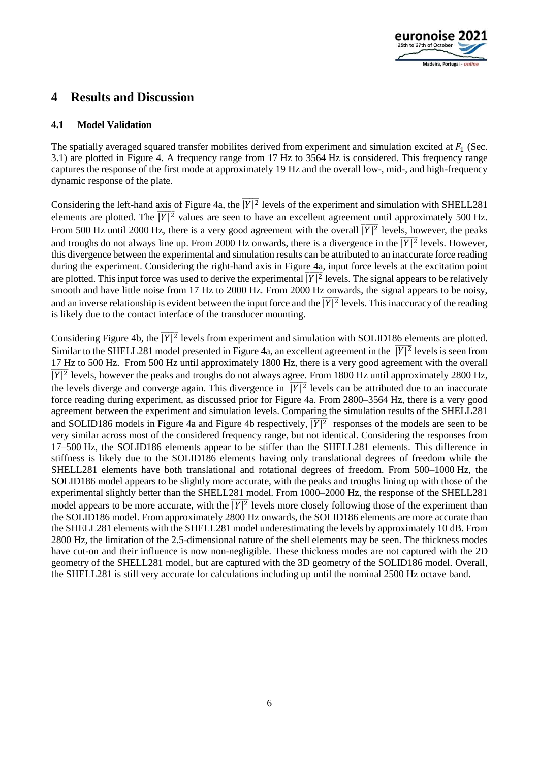## 4 Results and Discussion

### 4.1 Model Validation

The spatially averaged squared transfer mobilites derived from experiment and simulation excited at $F_1$ (Sec. 3.1) are plotted in Figure 4. A frequency range from 17 Hz to 3564 Hz is considered. This frequency range captures the response of the first mode at approximately 19 Hz and the overall low-, mid-, and high-frequency dynamic response of the plate.

Considering the left-hand axis of Figure 4a, the $\overline{|Y|^2}$ levels of the experiment and simulation with SHELL281 elements are plotted. The $\overline{|Y|^2}$ values are seen to have an excellent agreement until approximately 500 Hz. From 500 Hz until 2000 Hz, there is a very good agreement with the overall $\overline{|Y|^2}$ levels, however, the peaks and troughs do not always line up. From 2000 Hz onwards, there is a divergence in the $\overline{|Y|^2}$ levels. However, this divergence between the experimental and simulation results can be attributed to an inaccurate force reading during the experiment. Considering the right-hand axis in Figure 4a, input force levels at the excitation point are plotted. This input force was used to derive the experimental $\overline{|Y|^2}$ levels. The signal appears to be relatively smooth and have little noise from 17 Hz to 2000 Hz. From 2000 Hz onwards, the signal appears to be noisy, and an inverse relationship is evident between the input force and the $\overline{|Y|^2}$ levels. This inaccuracy of the reading is likely due to the contact interface of the transducer mounting.

Considering Figure 4b, the $\overline{|Y|^2}$ levels from experiment and simulation with SOLID186 elements are plotted. Similar to the SHELL281 model presented in Figure 4a, an excellent agreement in the $\overline{|Y|^2}$ levels is seen from 17 Hz to 500 Hz. From 500 Hz until approximately 1800 Hz, there is a very good agreement with the overall $\overline{|Y|^2}$ levels, however the peaks and troughs do not always agree. From 1800 Hz until approximately 2800 Hz, the levels diverge and converge again. This divergence in $\overline{|Y|^2}$ levels can be attributed due to an inaccurate force reading during experiment, as discussed prior for Figure 4a. From 2800–3564 Hz, there is a very good agreement between the experiment and simulation levels. Comparing the simulation results of the SHELL281 and SOLID186 models in Figure 4a and Figure 4b respectively, $\overline{|Y|^2}$ responses of the models are seen to be very similar across most of the considered frequency range, but not identical. Considering the responses from 17–500 Hz, the SOLID186 elements appear to be stiffer than the SHELL281 elements. This difference in stiffness is likely due to the SOLID186 elements having only translational degrees of freedom while the SHELL281 elements have both translational and rotational degrees of freedom. From 500–1000 Hz, the SOLID186 model appears to be slightly more accurate, with the peaks and troughs lining up with those of the experimental slightly better than the SHELL281 model. From 1000–2000 Hz, the response of the SHELL281 model appears to be more accurate, with the $\overline{|Y|^2}$ levels more closely following those of the experiment than the SOLID186 model. From approximately 2800 Hz onwards, the SOLID186 elements are more accurate than the SHELL281 elements with the SHELL281 model underestimating the levels by approximately 10 dB. From 2800 Hz, the limitation of the 2.5-dimensional nature of the shell elements may be seen. The thickness modes have cut-on and their influence is now non-negligible. These thickness modes are not captured with the 2D geometry of the SHELL281 model, but are captured with the 3D geometry of the SOLID186 model. Overall, the SHELL281 is still very accurate for calculations including up until the nominal 2500 Hz octave band.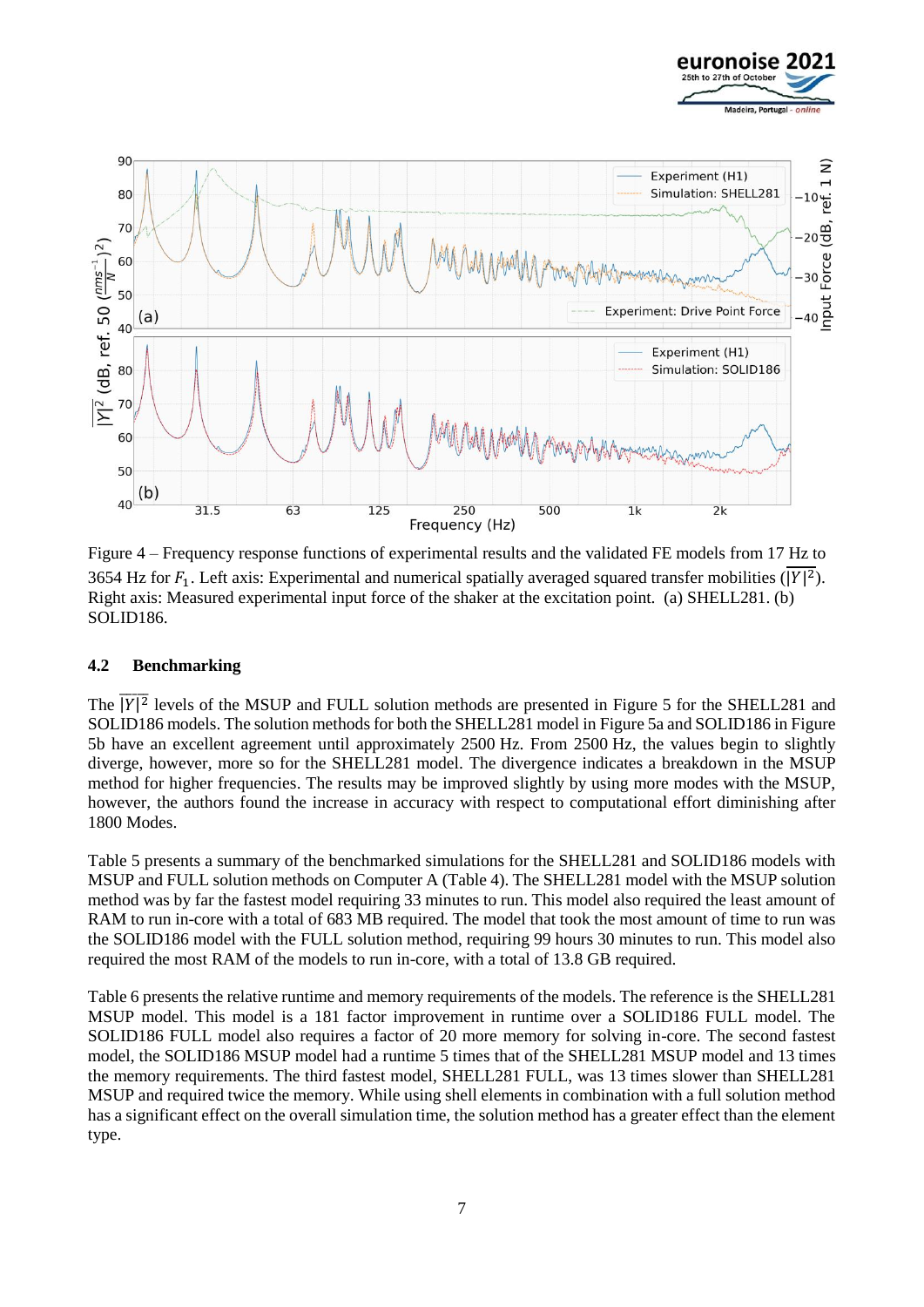Figure 4 – Frequency response functions of experimental results and the validated FE models from 17 Hz to 3654 Hz for $F_1$. Left axis: Experimental and numerical spatially averaged squared transfer mobilities ($\overline{|Y|^2}$). Right axis: Measured experimental input force of the shaker at the excitation point. (a) SHELL281. (b) SOLID186.

### 4.2 Benchmarking

The $\overline{|Y|^2}$ levels of the MSUP and FULL solution methods are presented in Figure 5 for the SHELL281 and SOLID186 models. The solution methods for both the SHELL281 model in Figure 5a and SOLID186 in Figure 5b have an excellent agreement until approximately 2500 Hz. From 2500 Hz, the values begin to slightly diverge, however, more so for the SHELL281 model. The divergence indicates a breakdown in the MSUP method for higher frequencies. The results may be improved slightly by using more modes with the MSUP, however, the authors found the increase in accuracy with respect to computational effort diminishing after 1800 Modes.

Table 5 presents a summary of the benchmarked simulations for the SHELL281 and SOLID186 models with MSUP and FULL solution methods on Computer A (Table 4). The SHELL281 model with the MSUP solution method was by far the fastest model requiring 33 minutes to run. This model also required the least amount of RAM to run in-core with a total of 683 MB required. The model that took the most amount of time to run was the SOLID186 model with the FULL solution method, requiring 99 hours 30 minutes to run. This model also required the most RAM of the models to run in-core, with a total of 13.8 GB required.

Table 6 presents the relative runtime and memory requirements of the models. The reference is the SHELL281 MSUP model. This model is a 181 factor improvement in runtime over a SOLID186 FULL model. The SOLID186 FULL model also requires a factor of 20 more memory for solving in-core. The second fastest model, the SOLID186 MSUP model had a runtime 5 times that of the SHELL281 MSUP model and 13 times the memory requirements. The third fastest model, SHELL281 FULL, was 13 times slower than SHELL281 MSUP and required twice the memory. While using shell elements in combination with a full solution method has a significant effect on the overall simulation time, the solution method has a greater effect than the element type.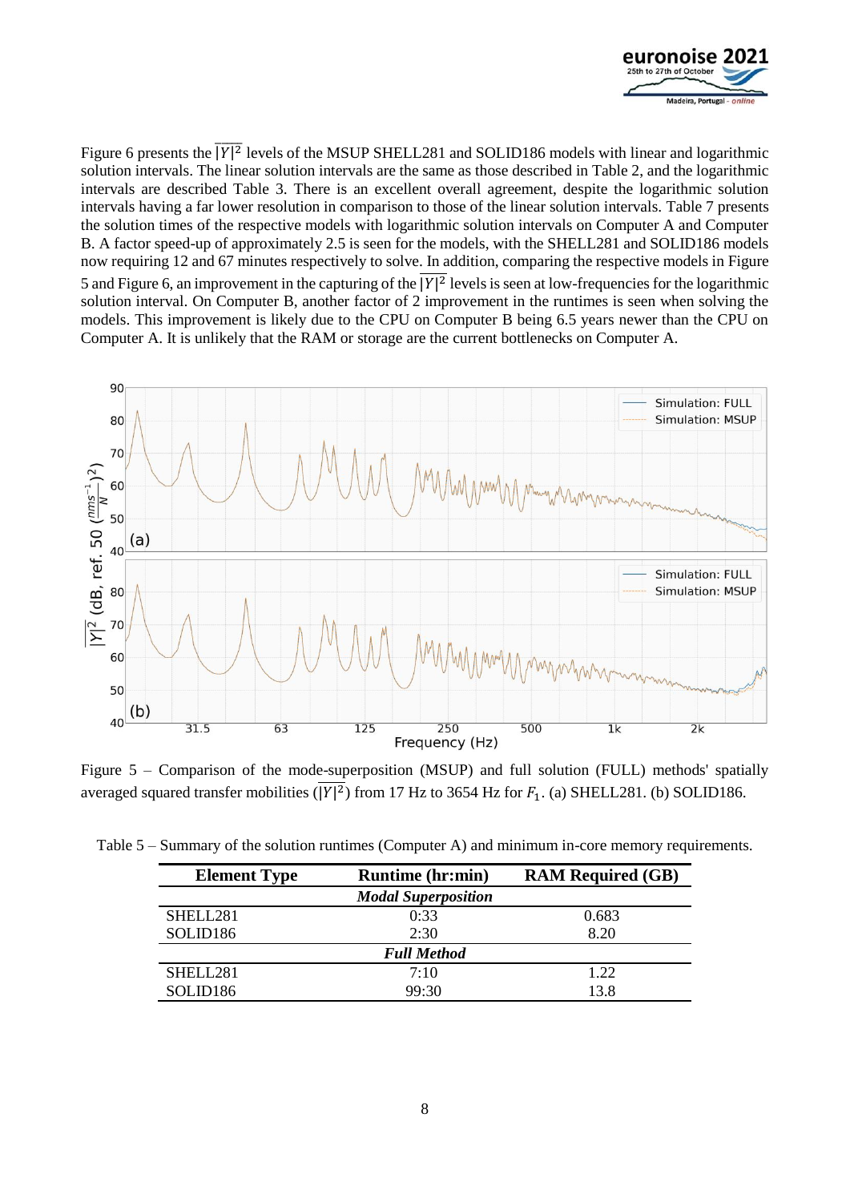Figure 6 presents the $\overline{|Y|^2}$ levels of the MSUP SHELL281 and SOLID186 models with linear and logarithmic solution intervals. The linear solution intervals are the same as those described in Table 2, and the logarithmic intervals are described Table 3. There is an excellent overall agreement, despite the logarithmic solution intervals having a far lower resolution in comparison to those of the linear solution intervals. Table 7 presents the solution times of the respective models with logarithmic solution intervals on Computer A and Computer B. A factor speed-up of approximately 2.5 is seen for the models, with the SHELL281 and SOLID186 models now requiring 12 and 67 minutes respectively to solve. In addition, comparing the respective models in Figure 5 and Figure 6, an improvement in the capturing of the $\overline{|Y|^2}$ levels is seen at low-frequencies for the logarithmic solution interval. On Computer B, another factor of 2 improvement in the runtimes is seen when solving the models. This improvement is likely due to the CPU on Computer B being 6.5 years newer than the CPU on Computer A. It is unlikely that the RAM or storage are the current bottlenecks on Computer A.

Figure 5 – Comparison of the mode-superposition (MSUP) and full solution (FULL) methods' spatially averaged squared transfer mobilities ($\overline{|Y|^2}$) from 17 Hz to 3654 Hz for $F_1$. (a) SHELL281. (b) SOLID186.

Table 5 – Summary of the solution runtimes (Computer A) and minimum in-core memory requirements.

| Element Type | Runtime (hr:min) | RAM Required (GB) |
|---|---|---|
| | ***Modal Superposition*** | |
| SHELL281 | 0:33 | 0.683 |
| SOLID186 | 2:30 | 8.20 |
| | ***Full Method*** | |
| SHELL281 | 7:10 | 1.22 |
| SOLID186 | 99:30 | 13.8 |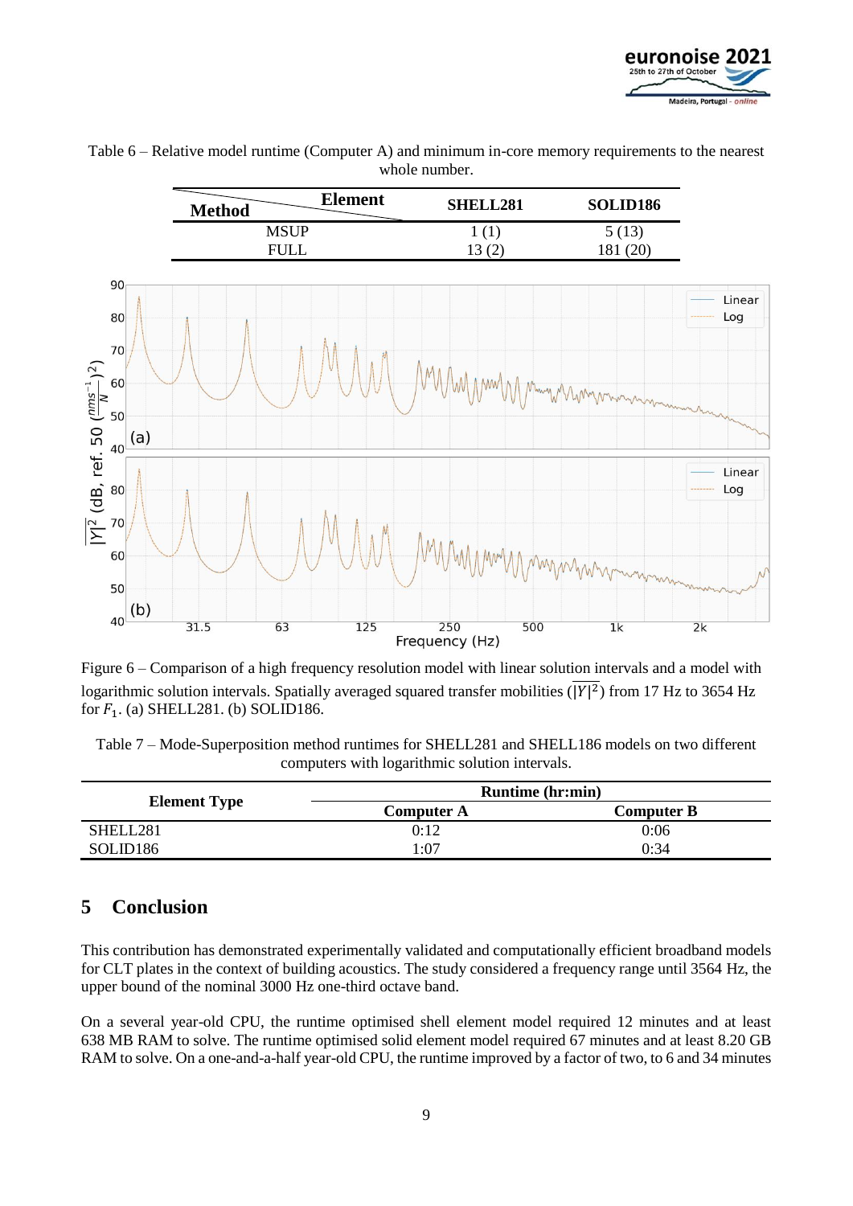Table 6 – Relative model runtime (Computer A) and minimum in-core memory requirements to the nearest whole number.

| Method \ Element | SHELL281 | SOLID186 |
|---|---|---|
| MSUP | 1 (1) | 5 (13) |
| FULL | 13 (2) | 181 (20) |

Figure 6 – Comparison of a high frequency resolution model with linear solution intervals and a model with logarithmic solution intervals. Spatially averaged squared transfer mobilities ($\overline{|Y|^2}$) from 17 Hz to 3654 Hz for $F_1$. (a) SHELL281. (b) SOLID186.

Table 7 – Mode-Superposition method runtimes for SHELL281 and SHELL186 models on two different computers with logarithmic solution intervals.

| Element Type | Runtime (hr:min) | |
|---|---|---|
| | Computer A | Computer B |
| SHELL281 | 0:12 | 0:06 |
| SOLID186 | 1:07 | 0:34 |

## 5 Conclusion

This contribution has demonstrated experimentally validated and computationally efficient broadband models for CLT plates in the context of building acoustics. The study considered a frequency range until 3564 Hz, the upper bound of the nominal 3000 Hz one-third octave band.

On a several year-old CPU, the runtime optimised shell element model required 12 minutes and at least 638 MB RAM to solve. The runtime optimised solid element model required 67 minutes and at least 8.20 GB RAM to solve. On a one-and-a-half year-old CPU, the runtime improved by a factor of two, to 6 and 34 minutes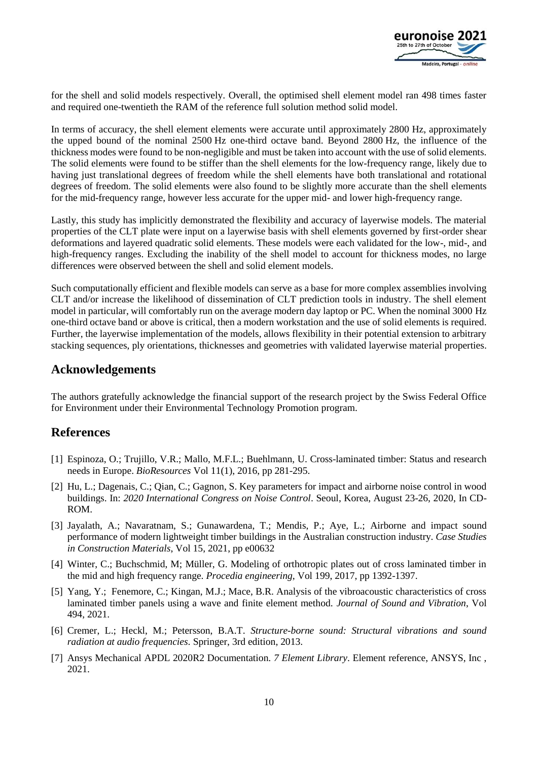for the shell and solid models respectively. Overall, the optimised shell element model ran 498 times faster and required one-twentieth the RAM of the reference full solution method solid model.

In terms of accuracy, the shell element elements were accurate until approximately 2800 Hz, approximately the upped bound of the nominal 2500 Hz one-third octave band. Beyond 2800 Hz, the influence of the thickness modes were found to be non-negligible and must be taken into account with the use of solid elements. The solid elements were found to be stiffer than the shell elements for the low-frequency range, likely due to having just translational degrees of freedom while the shell elements have both translational and rotational degrees of freedom. The solid elements were also found to be slightly more accurate than the shell elements for the mid-frequency range, however less accurate for the upper mid- and lower high-frequency range.

Lastly, this study has implicitly demonstrated the flexibility and accuracy of layerwise models. The material properties of the CLT plate were input on a layerwise basis with shell elements governed by first-order shear deformations and layered quadratic solid elements. These models were each validated for the low-, mid-, and high-frequency ranges. Excluding the inability of the shell model to account for thickness modes, no large differences were observed between the shell and solid element models.

Such computationally efficient and flexible models can serve as a base for more complex assemblies involving CLT and/or increase the likelihood of dissemination of CLT prediction tools in industry. The shell element model in particular, will comfortably run on the average modern day laptop or PC. When the nominal 3000 Hz one-third octave band or above is critical, then a modern workstation and the use of solid elements is required. Further, the layerwise implementation of the models, allows flexibility in their potential extension to arbitrary stacking sequences, ply orientations, thicknesses and geometries with validated layerwise material properties.

## Acknowledgements

The authors gratefully acknowledge the financial support of the research project by the Swiss Federal Office for Environment under their Environmental Technology Promotion program.

## References

[1] Espinoza, O.; Trujillo, V.R.; Mallo, M.F.L.; Buehlmann, U. Cross-laminated timber: Status and research needs in Europe. *BioResources* Vol 11(1), 2016, pp 281-295.

[2] Hu, L.; Dagenais, C.; Qian, C.; Gagnon, S. Key parameters for impact and airborne noise control in wood buildings. In: *2020 International Congress on Noise Control*. Seoul, Korea, August 23-26, 2020, In CD-ROM.

[3] Jayalath, A.; Navaratnam, S.; Gunawardena, T.; Mendis, P.; Aye, L.; Airborne and impact sound performance of modern lightweight timber buildings in the Australian construction industry. *Case Studies in Construction Materials*, Vol 15, 2021, pp e00632

[4] Winter, C.; Buchschmid, M; Müller, G. Modeling of orthotropic plates out of cross laminated timber in the mid and high frequency range. *Procedia engineering*, Vol 199, 2017, pp 1392-1397.

[5] Yang, Y.; Fenemore, C.; Kingan, M.J.; Mace, B.R. Analysis of the vibroacoustic characteristics of cross laminated timber panels using a wave and finite element method. *Journal of Sound and Vibration*, Vol 494, 2021.

[6] Cremer, L.; Heckl, M.; Petersson, B.A.T. *Structure-borne sound: Structural vibrations and sound radiation at audio frequencies*. Springer, 3rd edition, 2013.

[7] Ansys Mechanical APDL 2020R2 Documentation. *7 Element Library*. Element reference, ANSYS, Inc , 2021.